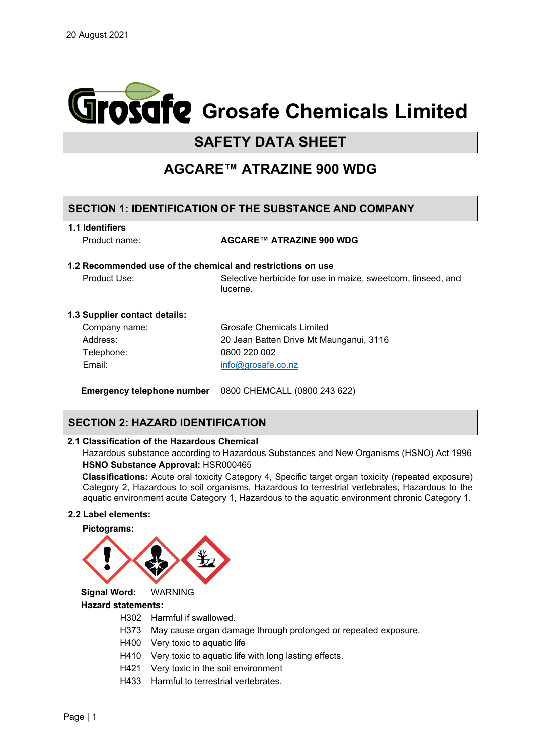20 August 2021

# Grosafe Chemicals Limited

## SAFETY DATA SHEET

## AGCARE™ ATRAZINE 900 WDG

## SECTION 1: IDENTIFICATION OF THE SUBSTANCE AND COMPANY

**1.1 Identifiers**

Product name: **AGCARE™ ATRAZINE 900 WDG**

**1.2 Recommended use of the chemical and restrictions on use**

Product Use: Selective herbicide for use in maize, sweetcorn, linseed, and lucerne.

**1.3 Supplier contact details:**

Company name: Grosafe Chemicals Limited
Address: 20 Jean Batten Drive Mt Maunganui, 3116
Telephone: 0800 220 002
Email: info@grosafe.co.nz

**Emergency telephone number** 0800 CHEMCALL (0800 243 622)

## SECTION 2: HAZARD IDENTIFICATION

**2.1 Classification of the Hazardous Chemical**

Hazardous substance according to Hazardous Substances and New Organisms (HSNO) Act 1996

**HSNO Substance Approval:** HSR000465

**Classifications:** Acute oral toxicity Category 4, Specific target organ toxicity (repeated exposure) Category 2, Hazardous to soil organisms, Hazardous to terrestrial vertebrates, Hazardous to the aquatic environment acute Category 1, Hazardous to the aquatic environment chronic Category 1.

**2.2 Label elements:**

**Pictograms:**

**Signal Word:** WARNING

**Hazard statements:**

- H302 Harmful if swallowed.
- H373 May cause organ damage through prolonged or repeated exposure.
- H400 Very toxic to aquatic life
- H410 Very toxic to aquatic life with long lasting effects.
- H421 Very toxic in the soil environment
- H433 Harmful to terrestrial vertebrates.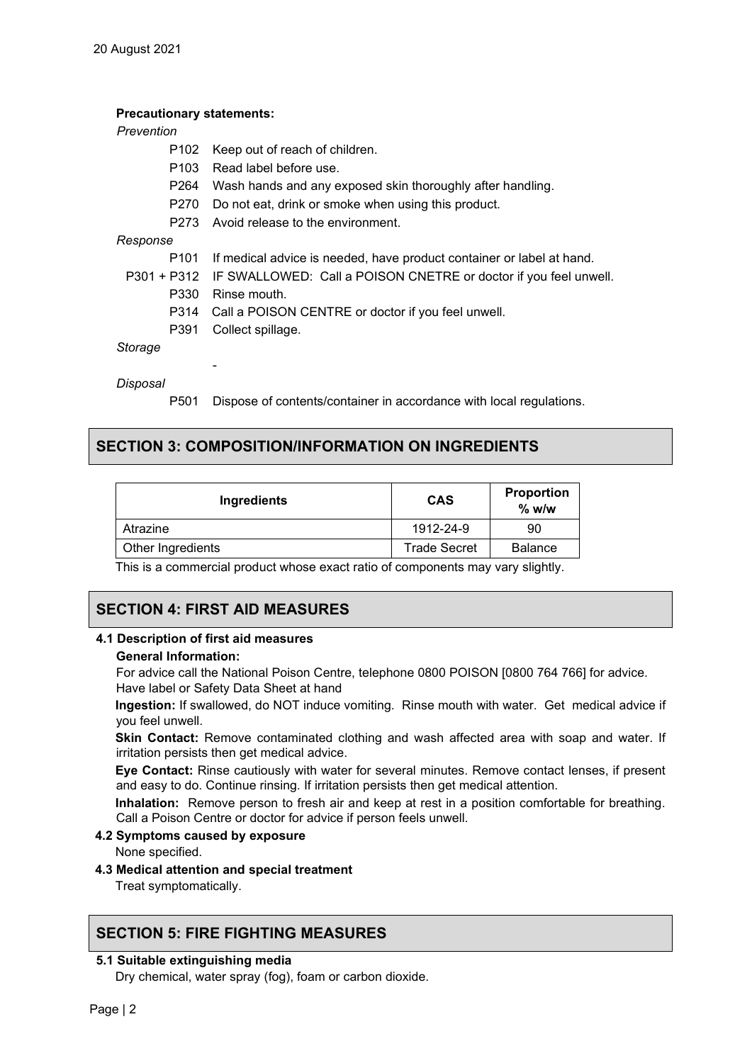**Precautionary statements:**

*Prevention*

- P102 Keep out of reach of children.
- P103 Read label before use.
- P264 Wash hands and any exposed skin thoroughly after handling.
- P270 Do not eat, drink or smoke when using this product.
- P273 Avoid release to the environment.

*Response*

- P101 If medical advice is needed, have product container or label at hand.
- P301 + P312 IF SWALLOWED: Call a POISON CNETRE or doctor if you feel unwell.
- P330 Rinse mouth.
- P314 Call a POISON CENTRE or doctor if you feel unwell.
- P391 Collect spillage.

*Storage*

-

*Disposal*

- P501 Dispose of contents/container in accordance with local regulations.

## SECTION 3: COMPOSITION/INFORMATION ON INGREDIENTS

| Ingredients | CAS | Proportion % w/w |
|---|---|---|
| Atrazine | 1912-24-9 | 90 |
| Other Ingredients | Trade Secret | Balance |

This is a commercial product whose exact ratio of components may vary slightly.

## SECTION 4: FIRST AID MEASURES

### 4.1 Description of first aid measures

**General Information:**

For advice call the National Poison Centre, telephone 0800 POISON [0800 764 766] for advice. Have label or Safety Data Sheet at hand

**Ingestion:** If swallowed, do NOT induce vomiting. Rinse mouth with water. Get medical advice if you feel unwell.

**Skin Contact:** Remove contaminated clothing and wash affected area with soap and water. If irritation persists then get medical advice.

**Eye Contact:** Rinse cautiously with water for several minutes. Remove contact lenses, if present and easy to do. Continue rinsing. If irritation persists then get medical attention.

**Inhalation:** Remove person to fresh air and keep at rest in a position comfortable for breathing. Call a Poison Centre or doctor for advice if person feels unwell.

### 4.2 Symptoms caused by exposure

None specified.

### 4.3 Medical attention and special treatment

Treat symptomatically.

## SECTION 5: FIRE FIGHTING MEASURES

### 5.1 Suitable extinguishing media

Dry chemical, water spray (fog), foam or carbon dioxide.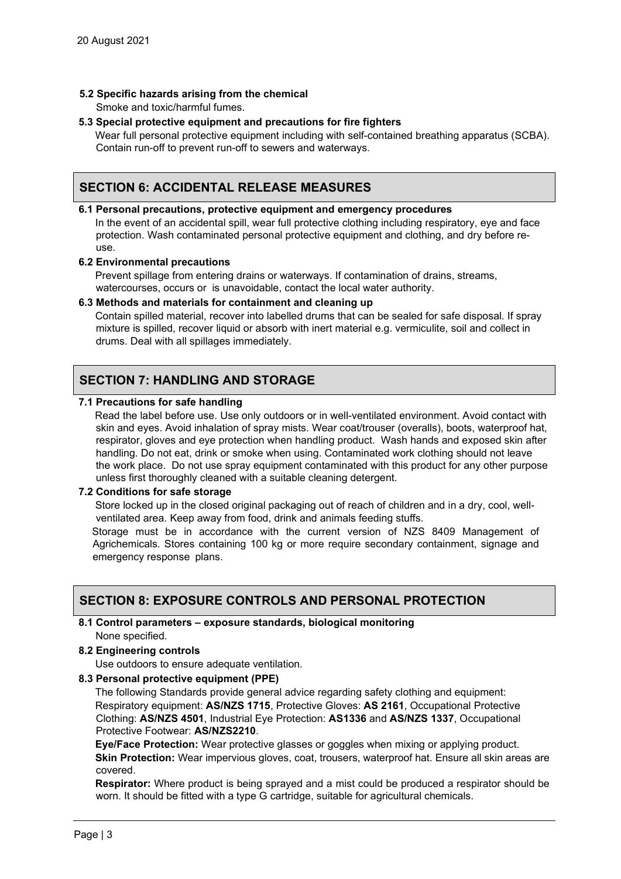20 August 2021

**5.2 Specific hazards arising from the chemical**

Smoke and toxic/harmful fumes.

**5.3 Special protective equipment and precautions for fire fighters**

Wear full personal protective equipment including with self-contained breathing apparatus (SCBA). Contain run-off to prevent run-off to sewers and waterways.

## SECTION 6: ACCIDENTAL RELEASE MEASURES

**6.1 Personal precautions, protective equipment and emergency procedures**

In the event of an accidental spill, wear full protective clothing including respiratory, eye and face protection. Wash contaminated personal protective equipment and clothing, and dry before re-use.

**6.2 Environmental precautions**

Prevent spillage from entering drains or waterways. If contamination of drains, streams, watercourses, occurs or is unavoidable, contact the local water authority.

**6.3 Methods and materials for containment and cleaning up**

Contain spilled material, recover into labelled drums that can be sealed for safe disposal. If spray mixture is spilled, recover liquid or absorb with inert material e.g. vermiculite, soil and collect in drums. Deal with all spillages immediately.

## SECTION 7: HANDLING AND STORAGE

**7.1 Precautions for safe handling**

Read the label before use. Use only outdoors or in well-ventilated environment. Avoid contact with skin and eyes. Avoid inhalation of spray mists. Wear coat/trouser (overalls), boots, waterproof hat, respirator, gloves and eye protection when handling product. Wash hands and exposed skin after handling. Do not eat, drink or smoke when using. Contaminated work clothing should not leave the work place. Do not use spray equipment contaminated with this product for any other purpose unless first thoroughly cleaned with a suitable cleaning detergent.

**7.2 Conditions for safe storage**

Store locked up in the closed original packaging out of reach of children and in a dry, cool, well-ventilated area. Keep away from food, drink and animals feeding stuffs.

Storage must be in accordance with the current version of NZS 8409 Management of Agrichemicals. Stores containing 100 kg or more require secondary containment, signage and emergency response plans.

## SECTION 8: EXPOSURE CONTROLS AND PERSONAL PROTECTION

**8.1 Control parameters – exposure standards, biological monitoring**

None specified.

**8.2 Engineering controls**

Use outdoors to ensure adequate ventilation.

**8.3 Personal protective equipment (PPE)**

The following Standards provide general advice regarding safety clothing and equipment: Respiratory equipment: **AS/NZS 1715**, Protective Gloves: **AS 2161**, Occupational Protective Clothing: **AS/NZS 4501**, Industrial Eye Protection: **AS1336** and **AS/NZS 1337**, Occupational Protective Footwear: **AS/NZS2210**.

**Eye/Face Protection:** Wear protective glasses or goggles when mixing or applying product.

**Skin Protection:** Wear impervious gloves, coat, trousers, waterproof hat. Ensure all skin areas are covered.

**Respirator:** Where product is being sprayed and a mist could be produced a respirator should be worn. It should be fitted with a type G cartridge, suitable for agricultural chemicals.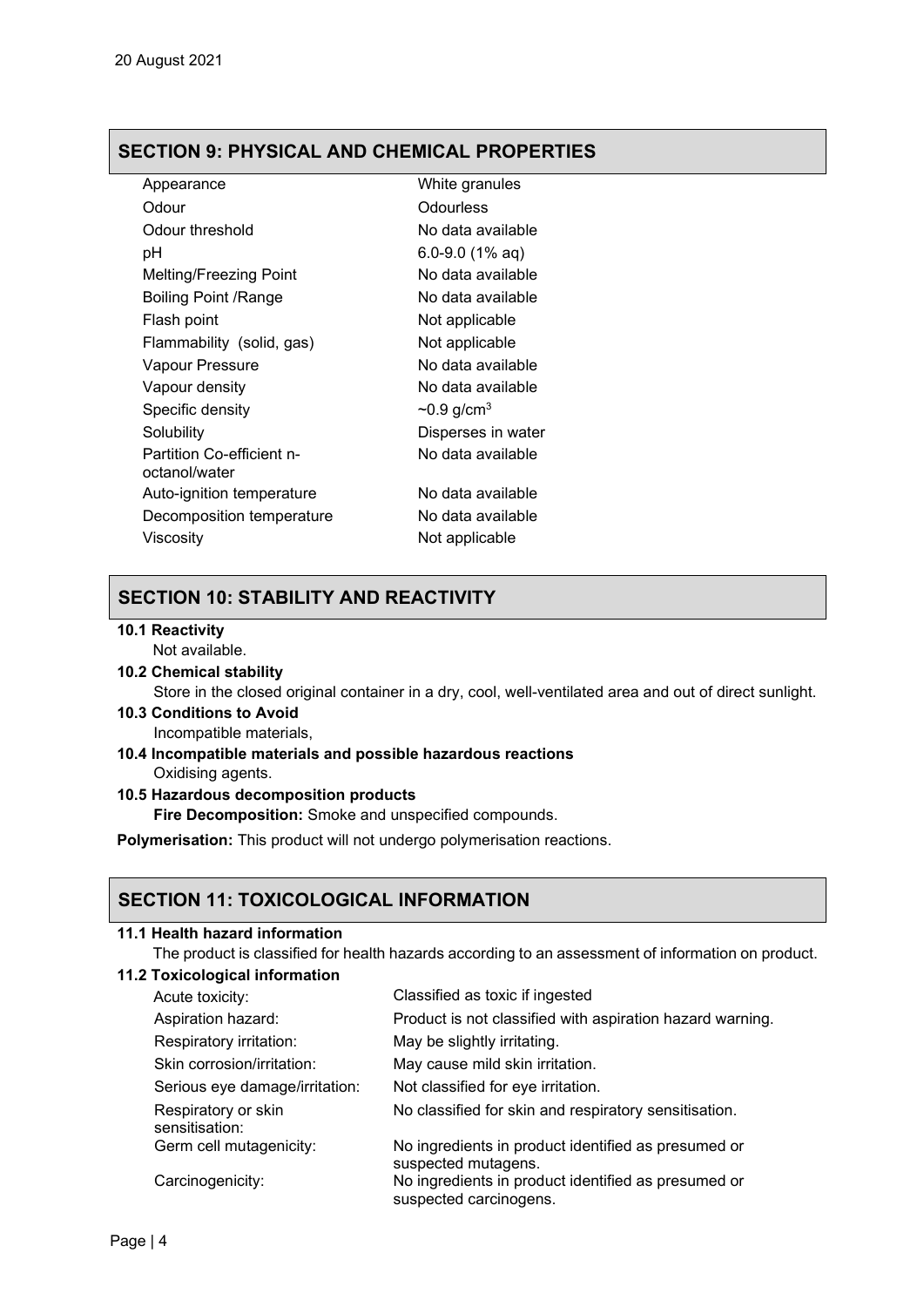## SECTION 9: PHYSICAL AND CHEMICAL PROPERTIES

| | |
|---|---|
| Appearance | White granules |
| Odour | Odourless |
| Odour threshold | No data available |
| pH | 6.0-9.0 (1% aq) |
| Melting/Freezing Point | No data available |
| Boiling Point /Range | No data available |
| Flash point | Not applicable |
| Flammability (solid, gas) | Not applicable |
| Vapour Pressure | No data available |
| Vapour density | No data available |
| Specific density | ~0.9 g/cm$^3$ |
| Solubility | Disperses in water |
| Partition Co-efficient n-octanol/water | No data available |
| Auto-ignition temperature | No data available |
| Decomposition temperature | No data available |
| Viscosity | Not applicable |

## SECTION 10: STABILITY AND REACTIVITY

**10.1 Reactivity**

Not available.

**10.2 Chemical stability**

Store in the closed original container in a dry, cool, well-ventilated area and out of direct sunlight.

**10.3 Conditions to Avoid**

Incompatible materials,

**10.4 Incompatible materials and possible hazardous reactions**

Oxidising agents.

**10.5 Hazardous decomposition products**

**Fire Decomposition:** Smoke and unspecified compounds.

**Polymerisation:** This product will not undergo polymerisation reactions.

## SECTION 11: TOXICOLOGICAL INFORMATION

**11.1 Health hazard information**

The product is classified for health hazards according to an assessment of information on product.

**11.2 Toxicological information**

| | |
|---|---|
| Acute toxicity: | Classified as toxic if ingested |
| Aspiration hazard: | Product is not classified with aspiration hazard warning. |
| Respiratory irritation: | May be slightly irritating. |
| Skin corrosion/irritation: | May cause mild skin irritation. |
| Serious eye damage/irritation: | Not classified for eye irritation. |
| Respiratory or skin sensitisation: | No classified for skin and respiratory sensitisation. |
| Germ cell mutagenicity: | No ingredients in product identified as presumed or suspected mutagens. |
| Carcinogenicity: | No ingredients in product identified as presumed or suspected carcinogens. |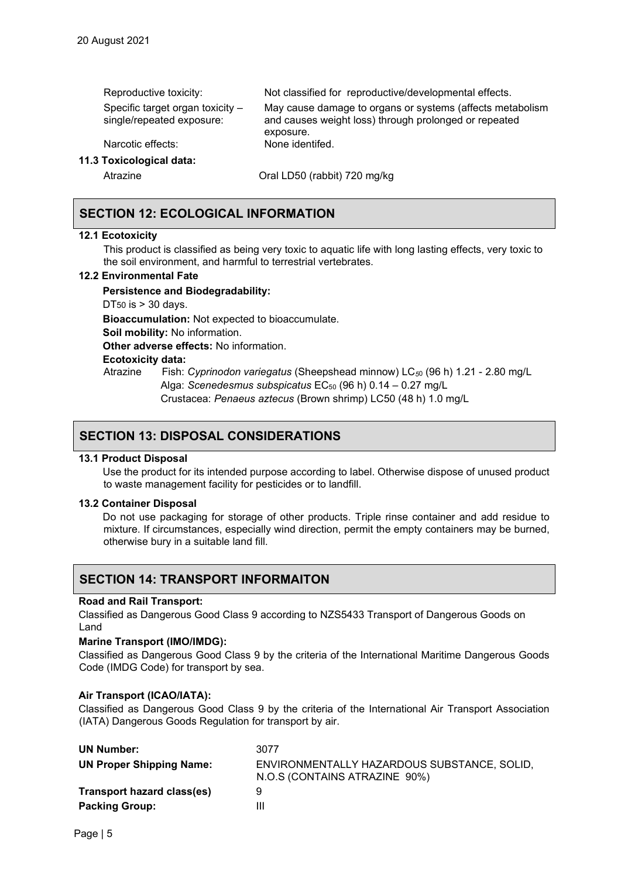| | |
|---|---|
| Reproductive toxicity: | Not classified for reproductive/developmental effects. |
| Specific target organ toxicity – single/repeated exposure: | May cause damage to organs or systems (affects metabolism and causes weight loss) through prolonged or repeated exposure. |
| Narcotic effects: | None identifed. |

**11.3 Toxicological data:**

| | |
|---|---|
| Atrazine | Oral LD50 (rabbit) 720 mg/kg |

## SECTION 12: ECOLOGICAL INFORMATION

**12.1 Ecotoxicity**

This product is classified as being very toxic to aquatic life with long lasting effects, very toxic to the soil environment, and harmful to terrestrial vertebrates.

**12.2 Environmental Fate**

**Persistence and Biodegradability:**

$DT_{50}$ is > 30 days.

**Bioaccumulation:** Not expected to bioaccumulate.

**Soil mobility:** No information.

**Other adverse effects:** No information.

**Ecotoxicity data:**

| | |
|---|---|
| Atrazine | Fish: *Cyprinodon variegatus* (Sheepshead minnow) $LC_{50}$ (96 h) 1.21 - 2.80 mg/L |
| | Alga: *Scenedesmus subspicatus* $EC_{50}$ (96 h) 0.14 – 0.27 mg/L |
| | Crustacea: *Penaeus aztecus* (Brown shrimp) LC50 (48 h) 1.0 mg/L |

## SECTION 13: DISPOSAL CONSIDERATIONS

**13.1 Product Disposal**

Use the product for its intended purpose according to label. Otherwise dispose of unused product to waste management facility for pesticides or to landfill.

**13.2 Container Disposal**

Do not use packaging for storage of other products. Triple rinse container and add residue to mixture. If circumstances, especially wind direction, permit the empty containers may be burned, otherwise bury in a suitable land fill.

## SECTION 14: TRANSPORT INFORMAITON

**Road and Rail Transport:**

Classified as Dangerous Good Class 9 according to NZS5433 Transport of Dangerous Goods on Land

**Marine Transport (IMO/IMDG):**

Classified as Dangerous Good Class 9 by the criteria of the International Maritime Dangerous Goods Code (IMDG Code) for transport by sea.

**Air Transport (ICAO/IATA):**

Classified as Dangerous Good Class 9 by the criteria of the International Air Transport Association (IATA) Dangerous Goods Regulation for transport by air.

| | |
|---|---|
| **UN Number:** | 3077 |
| **UN Proper Shipping Name:** | ENVIRONMENTALLY HAZARDOUS SUBSTANCE, SOLID, N.O.S (CONTAINS ATRAZINE 90%) |
| **Transport hazard class(es)** | 9 |
| **Packing Group:** | III |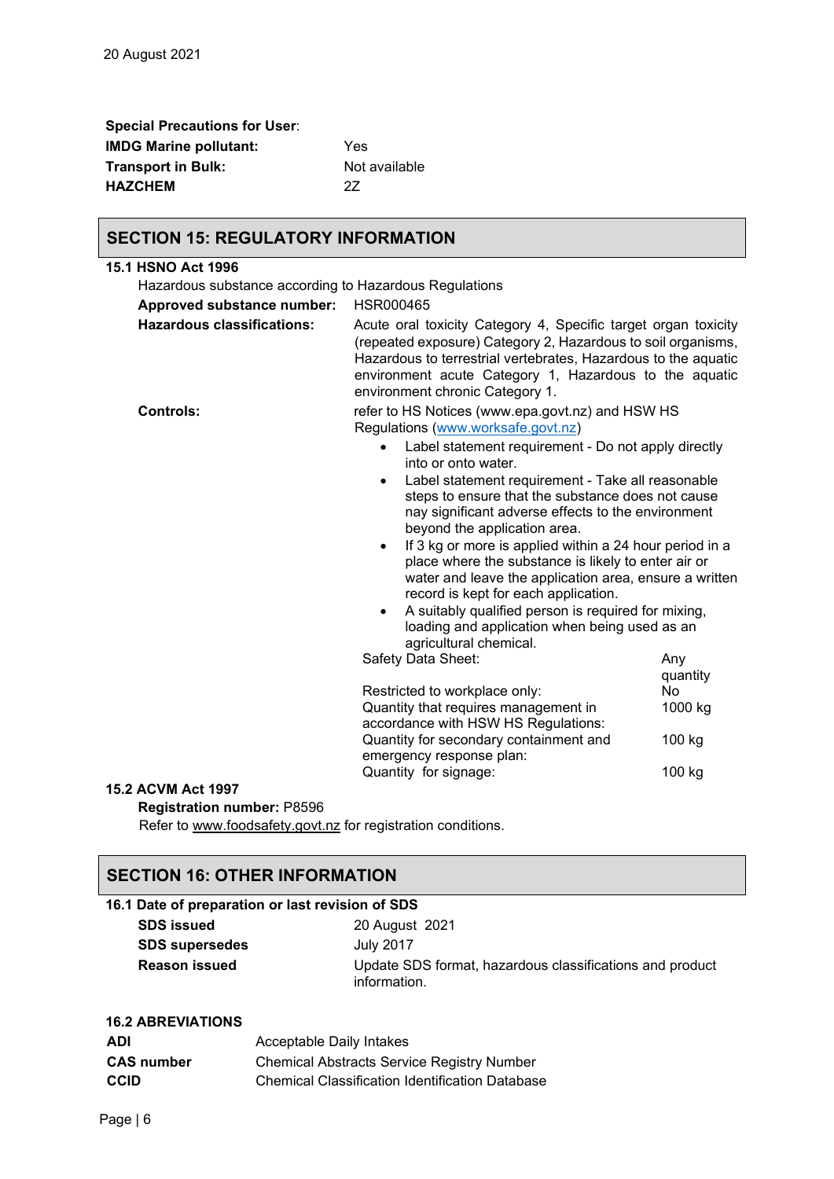**Special Precautions for User**:

| | |
|---|---|
| **IMDG Marine pollutant:** | Yes |
| **Transport in Bulk:** | Not available |
| **HAZCHEM** | 2Z |

## SECTION 15: REGULATORY INFORMATION

**15.1 HSNO Act 1996**

Hazardous substance according to Hazardous Regulations

**Approved substance number:** HSR000465

**Hazardous classifications:** Acute oral toxicity Category 4, Specific target organ toxicity (repeated exposure) Category 2, Hazardous to soil organisms, Hazardous to terrestrial vertebrates, Hazardous to the aquatic environment acute Category 1, Hazardous to the aquatic environment chronic Category 1.

**Controls:** refer to HS Notices (www.epa.govt.nz) and HSW HS Regulations (www.worksafe.govt.nz)

- Label statement requirement - Do not apply directly into or onto water.
- Label statement requirement - Take all reasonable steps to ensure that the substance does not cause nay significant adverse effects to the environment beyond the application area.
- If 3 kg or more is applied within a 24 hour period in a place where the substance is likely to enter air or water and leave the application area, ensure a written record is kept for each application.
- A suitably qualified person is required for mixing, loading and application when being used as an agricultural chemical.

| | |
|---|---|
| Safety Data Sheet: | Any quantity |
| Restricted to workplace only: | No |
| Quantity that requires management in accordance with HSW HS Regulations: | 1000 kg |
| Quantity for secondary containment and emergency response plan: | 100 kg |
| Quantity for signage: | 100 kg |

**15.2 ACVM Act 1997**

**Registration number:** P8596

Refer to www.foodsafety.govt.nz for registration conditions.

## SECTION 16: OTHER INFORMATION

**16.1 Date of preparation or last revision of SDS**

| | |
|---|---|
| **SDS issued** | 20 August 2021 |
| **SDS supersedes** | July 2017 |
| **Reason issued** | Update SDS format, hazardous classifications and product information. |

**16.2 ABREVIATIONS**

| | |
|---|---|
| **ADI** | Acceptable Daily Intakes |
| **CAS number** | Chemical Abstracts Service Registry Number |
| **CCID** | Chemical Classification Identification Database |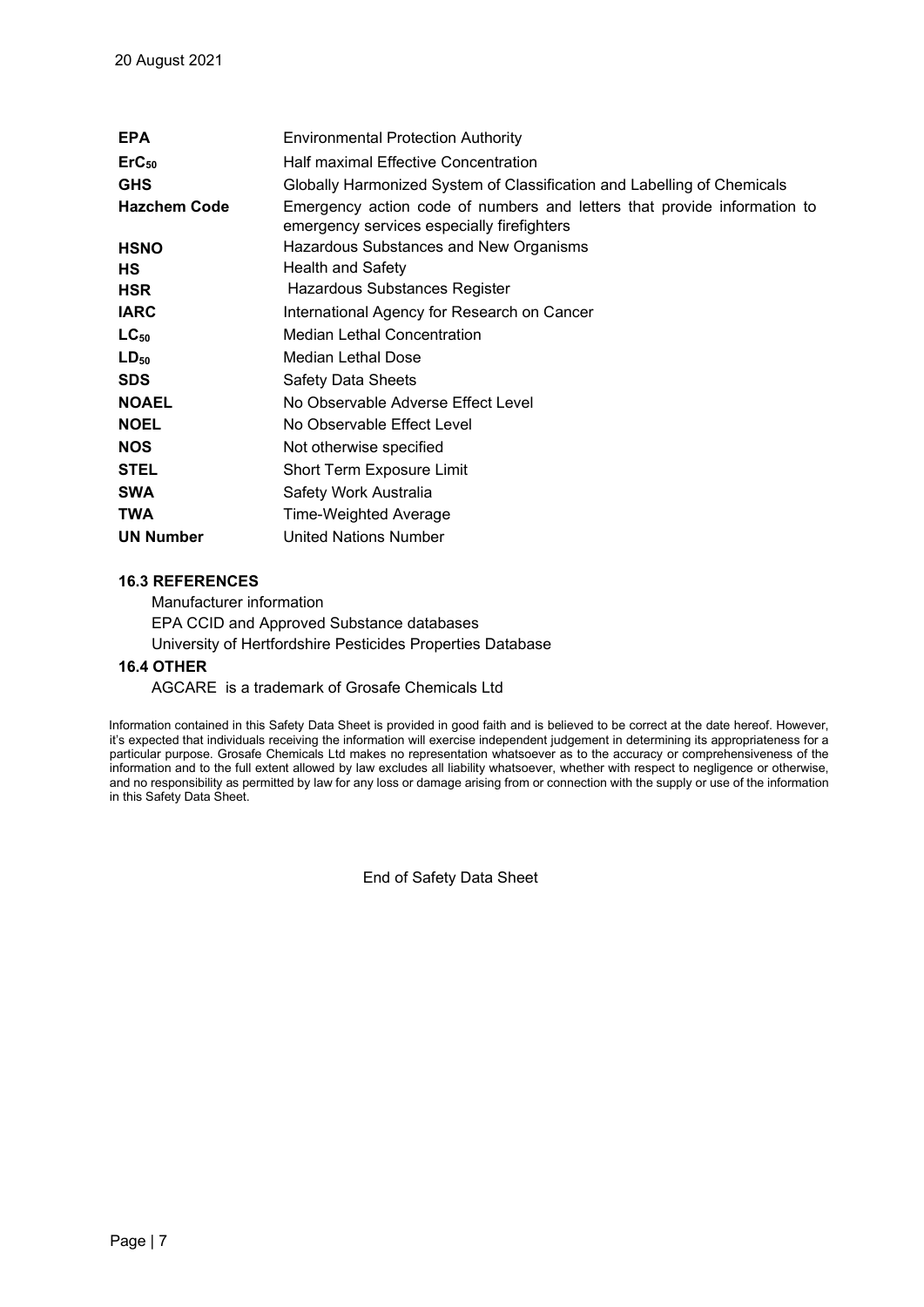| | |
|---|---|
| **EPA** | Environmental Protection Authority |
| **$ErC_{50}$** | Half maximal Effective Concentration |
| **GHS** | Globally Harmonized System of Classification and Labelling of Chemicals |
| **Hazchem Code** | Emergency action code of numbers and letters that provide information to emergency services especially firefighters |
| **HSNO** | Hazardous Substances and New Organisms |
| **HS** | Health and Safety |
| **HSR** | Hazardous Substances Register |
| **IARC** | International Agency for Research on Cancer |
| **$LC_{50}$** | Median Lethal Concentration |
| **$LD_{50}$** | Median Lethal Dose |
| **SDS** | Safety Data Sheets |
| **NOAEL** | No Observable Adverse Effect Level |
| **NOEL** | No Observable Effect Level |
| **NOS** | Not otherwise specified |
| **STEL** | Short Term Exposure Limit |
| **SWA** | Safety Work Australia |
| **TWA** | Time-Weighted Average |
| **UN Number** | United Nations Number |

### 16.3 REFERENCES

Manufacturer information

EPA CCID and Approved Substance databases

University of Hertfordshire Pesticides Properties Database

### 16.4 OTHER

AGCARE is a trademark of Grosafe Chemicals Ltd

Information contained in this Safety Data Sheet is provided in good faith and is believed to be correct at the date hereof. However, it's expected that individuals receiving the information will exercise independent judgement in determining its appropriateness for a particular purpose. Grosafe Chemicals Ltd makes no representation whatsoever as to the accuracy or comprehensiveness of the information and to the full extent allowed by law excludes all liability whatsoever, whether with respect to negligence or otherwise, and no responsibility as permitted by law for any loss or damage arising from or connection with the supply or use of the information in this Safety Data Sheet.

End of Safety Data Sheet